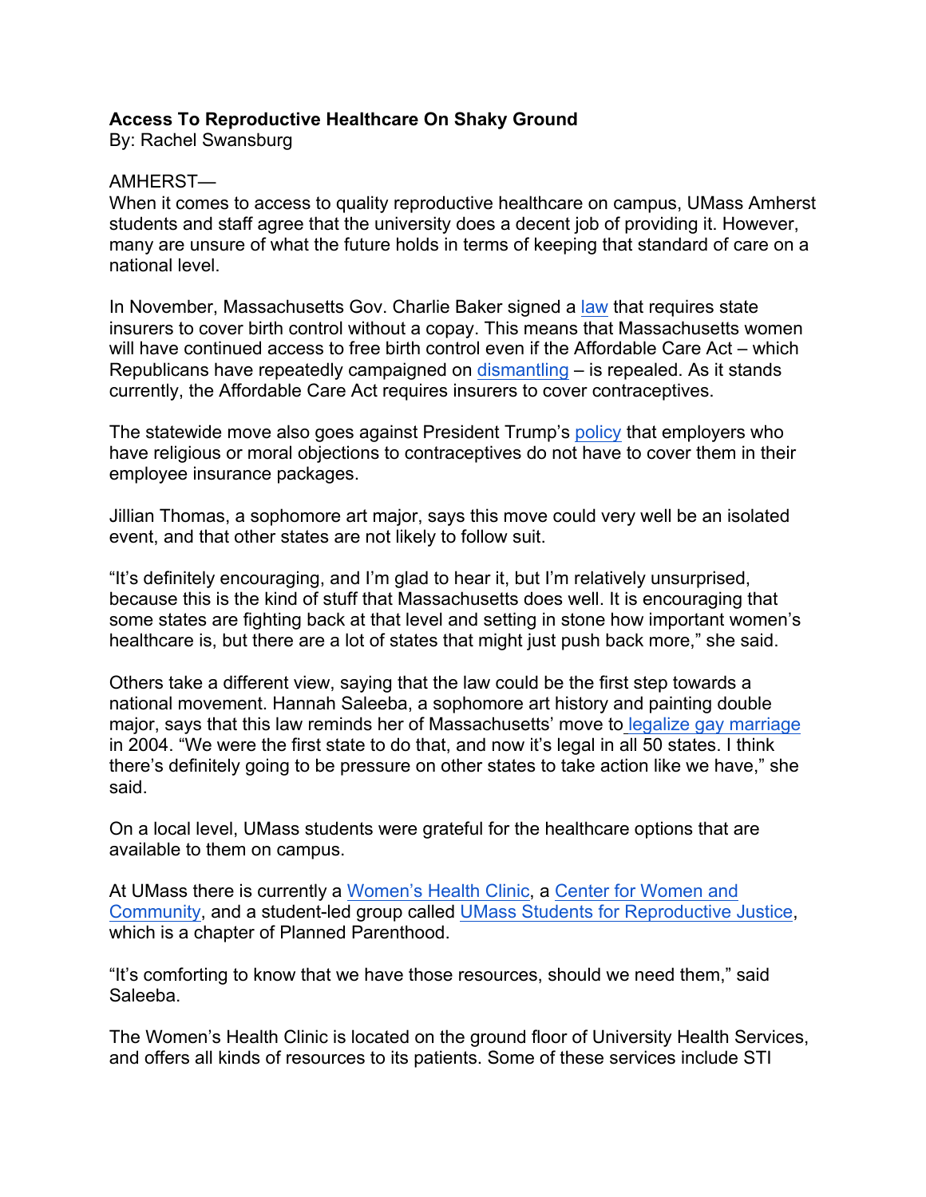**Access To Reproductive Healthcare On Shaky Ground**

By: Rachel Swansburg

AMHERST—

When it comes to access to quality reproductive healthcare on campus, UMass Amherst students and staff agree that the university does a decent job of providing it. However, many are unsure of what the future holds in terms of keeping that standard of care on a national level.

In November, Massachusetts Gov. Charlie Baker signed a law that requires state insurers to cover birth control without a copay. This means that Massachusetts women will have continued access to free birth control even if the Affordable Care Act – which Republicans have repeatedly campaigned on dismantling – is repealed. As it stands currently, the Affordable Care Act requires insurers to cover contraceptives.

The statewide move also goes against President Trump's policy that employers who have religious or moral objections to contraceptives do not have to cover them in their employee insurance packages.

Jillian Thomas, a sophomore art major, says this move could very well be an isolated event, and that other states are not likely to follow suit.

"It's definitely encouraging, and I'm glad to hear it, but I'm relatively unsurprised, because this is the kind of stuff that Massachusetts does well. It is encouraging that some states are fighting back at that level and setting in stone how important women's healthcare is, but there are a lot of states that might just push back more," she said.

Others take a different view, saying that the law could be the first step towards a national movement. Hannah Saleeba, a sophomore art history and painting double major, says that this law reminds her of Massachusetts' move to legalize gay marriage in 2004. "We were the first state to do that, and now it's legal in all 50 states. I think there's definitely going to be pressure on other states to take action like we have," she said.

On a local level, UMass students were grateful for the healthcare options that are available to them on campus.

At UMass there is currently a Women's Health Clinic, a Center for Women and Community, and a student-led group called UMass Students for Reproductive Justice, which is a chapter of Planned Parenthood.

"It's comforting to know that we have those resources, should we need them," said Saleeba.

The Women's Health Clinic is located on the ground floor of University Health Services, and offers all kinds of resources to its patients. Some of these services include STI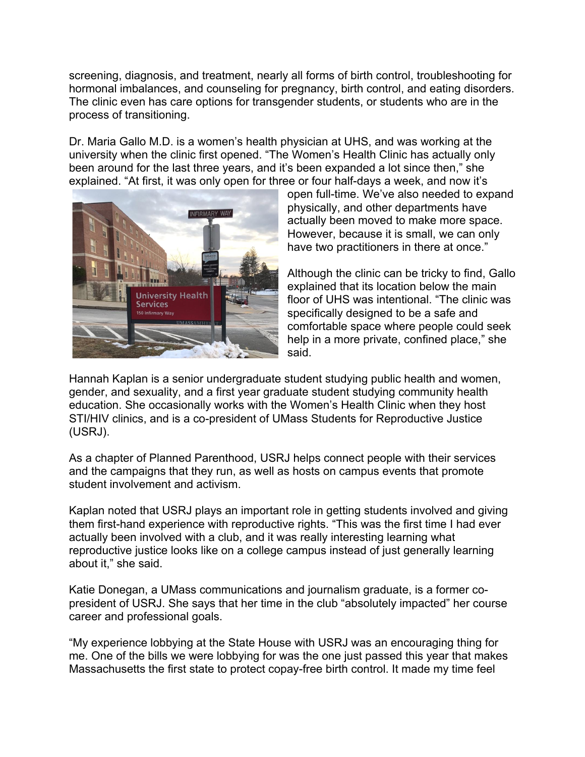screening, diagnosis, and treatment, nearly all forms of birth control, troubleshooting for hormonal imbalances, and counseling for pregnancy, birth control, and eating disorders. The clinic even has care options for transgender students, or students who are in the process of transitioning.

Dr. Maria Gallo M.D. is a women's health physician at UHS, and was working at the university when the clinic first opened. "The Women's Health Clinic has actually only been around for the last three years, and it's been expanded a lot since then," she explained. "At first, it was only open for three or four half-days a week, and now it's open full-time. We've also needed to expand physically, and other departments have actually been moved to make more space. However, because it is small, we can only have two practitioners in there at once."

Although the clinic can be tricky to find, Gallo explained that its location below the main floor of UHS was intentional. "The clinic was specifically designed to be a safe and comfortable space where people could seek help in a more private, confined place," she said.

Hannah Kaplan is a senior undergraduate student studying public health and women, gender, and sexuality, and a first year graduate student studying community health education. She occasionally works with the Women's Health Clinic when they host STI/HIV clinics, and is a co-president of UMass Students for Reproductive Justice (USRJ).

As a chapter of Planned Parenthood, USRJ helps connect people with their services and the campaigns that they run, as well as hosts on campus events that promote student involvement and activism.

Kaplan noted that USRJ plays an important role in getting students involved and giving them first-hand experience with reproductive rights. "This was the first time I had ever actually been involved with a club, and it was really interesting learning what reproductive justice looks like on a college campus instead of just generally learning about it," she said.

Katie Donegan, a UMass communications and journalism graduate, is a former co-president of USRJ. She says that her time in the club "absolutely impacted" her course career and professional goals.

"My experience lobbying at the State House with USRJ was an encouraging thing for me. One of the bills we were lobbying for was the one just passed this year that makes Massachusetts the first state to protect copay-free birth control. It made my time feel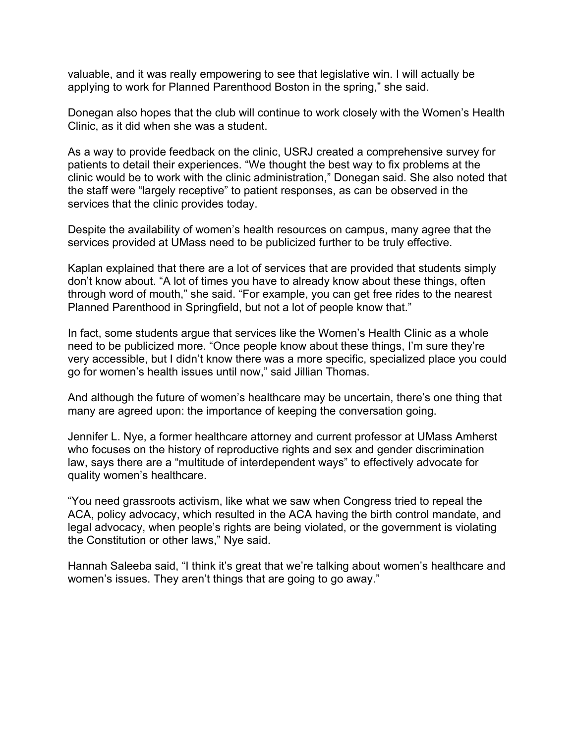valuable, and it was really empowering to see that legislative win. I will actually be applying to work for Planned Parenthood Boston in the spring," she said.

Donegan also hopes that the club will continue to work closely with the Women's Health Clinic, as it did when she was a student.

As a way to provide feedback on the clinic, USRJ created a comprehensive survey for patients to detail their experiences. "We thought the best way to fix problems at the clinic would be to work with the clinic administration," Donegan said. She also noted that the staff were "largely receptive" to patient responses, as can be observed in the services that the clinic provides today.

Despite the availability of women's health resources on campus, many agree that the services provided at UMass need to be publicized further to be truly effective.

Kaplan explained that there are a lot of services that are provided that students simply don't know about. "A lot of times you have to already know about these things, often through word of mouth," she said. "For example, you can get free rides to the nearest Planned Parenthood in Springfield, but not a lot of people know that."

In fact, some students argue that services like the Women's Health Clinic as a whole need to be publicized more. "Once people know about these things, I'm sure they're very accessible, but I didn't know there was a more specific, specialized place you could go for women's health issues until now," said Jillian Thomas.

And although the future of women's healthcare may be uncertain, there's one thing that many are agreed upon: the importance of keeping the conversation going.

Jennifer L. Nye, a former healthcare attorney and current professor at UMass Amherst who focuses on the history of reproductive rights and sex and gender discrimination law, says there are a "multitude of interdependent ways" to effectively advocate for quality women's healthcare.

"You need grassroots activism, like what we saw when Congress tried to repeal the ACA, policy advocacy, which resulted in the ACA having the birth control mandate, and legal advocacy, when people's rights are being violated, or the government is violating the Constitution or other laws," Nye said.

Hannah Saleeba said, "I think it's great that we're talking about women's healthcare and women's issues. They aren't things that are going to go away."